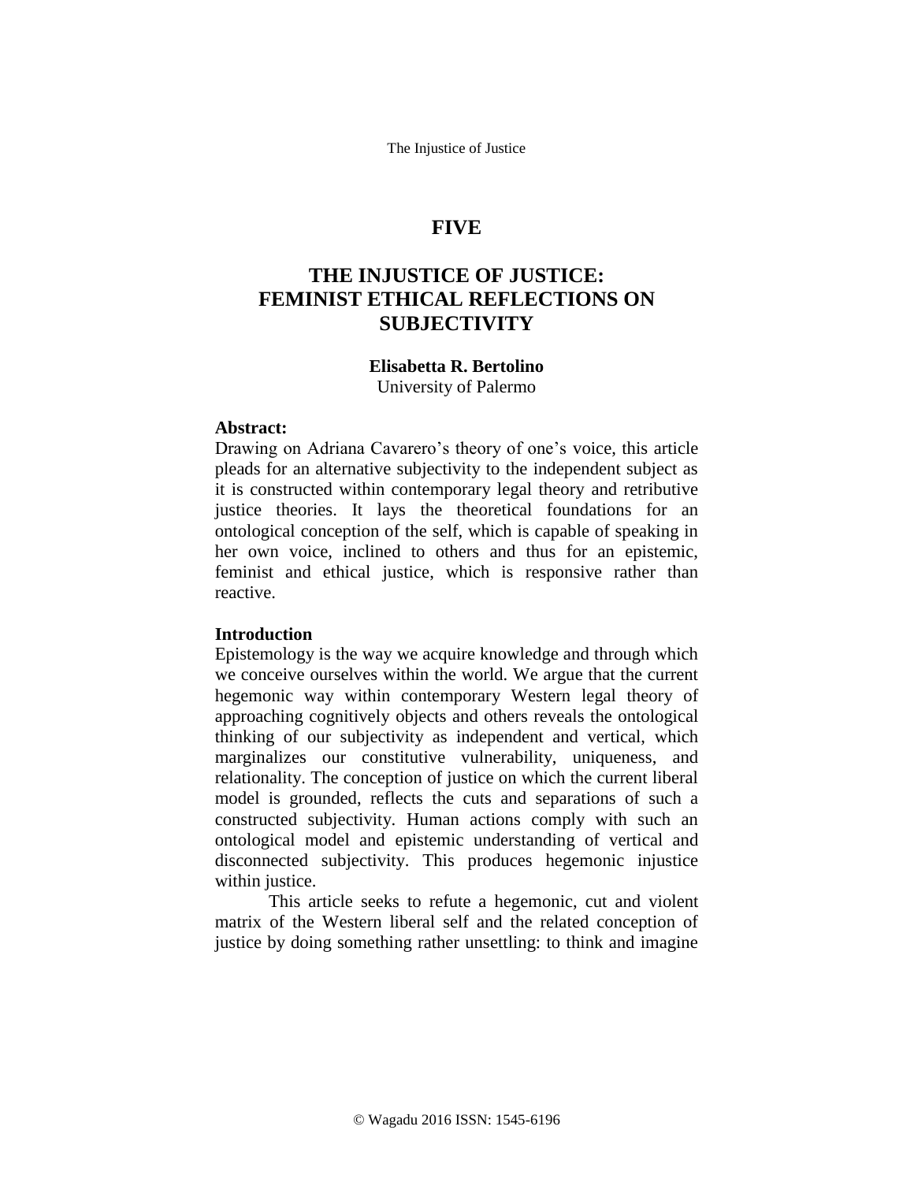# FIVE

# THE INJUSTICE OF JUSTICE: FEMINIST ETHICAL REFLECTIONS ON SUBJECTIVITY

**Elisabetta R. Bertolino**
University of Palermo

**Abstract:**
Drawing on Adriana Cavarero's theory of one's voice, this article pleads for an alternative subjectivity to the independent subject as it is constructed within contemporary legal theory and retributive justice theories. It lays the theoretical foundations for an ontological conception of the self, which is capable of speaking in her own voice, inclined to others and thus for an epistemic, feminist and ethical justice, which is responsive rather than reactive.

**Introduction**
Epistemology is the way we acquire knowledge and through which we conceive ourselves within the world. We argue that the current hegemonic way within contemporary Western legal theory of approaching cognitively objects and others reveals the ontological thinking of our subjectivity as independent and vertical, which marginalizes our constitutive vulnerability, uniqueness, and relationality. The conception of justice on which the current liberal model is grounded, reflects the cuts and separations of such a constructed subjectivity. Human actions comply with such an ontological model and epistemic understanding of vertical and disconnected subjectivity. This produces hegemonic injustice within justice.

This article seeks to refute a hegemonic, cut and violent matrix of the Western liberal self and the related conception of justice by doing something rather unsettling: to think and imagine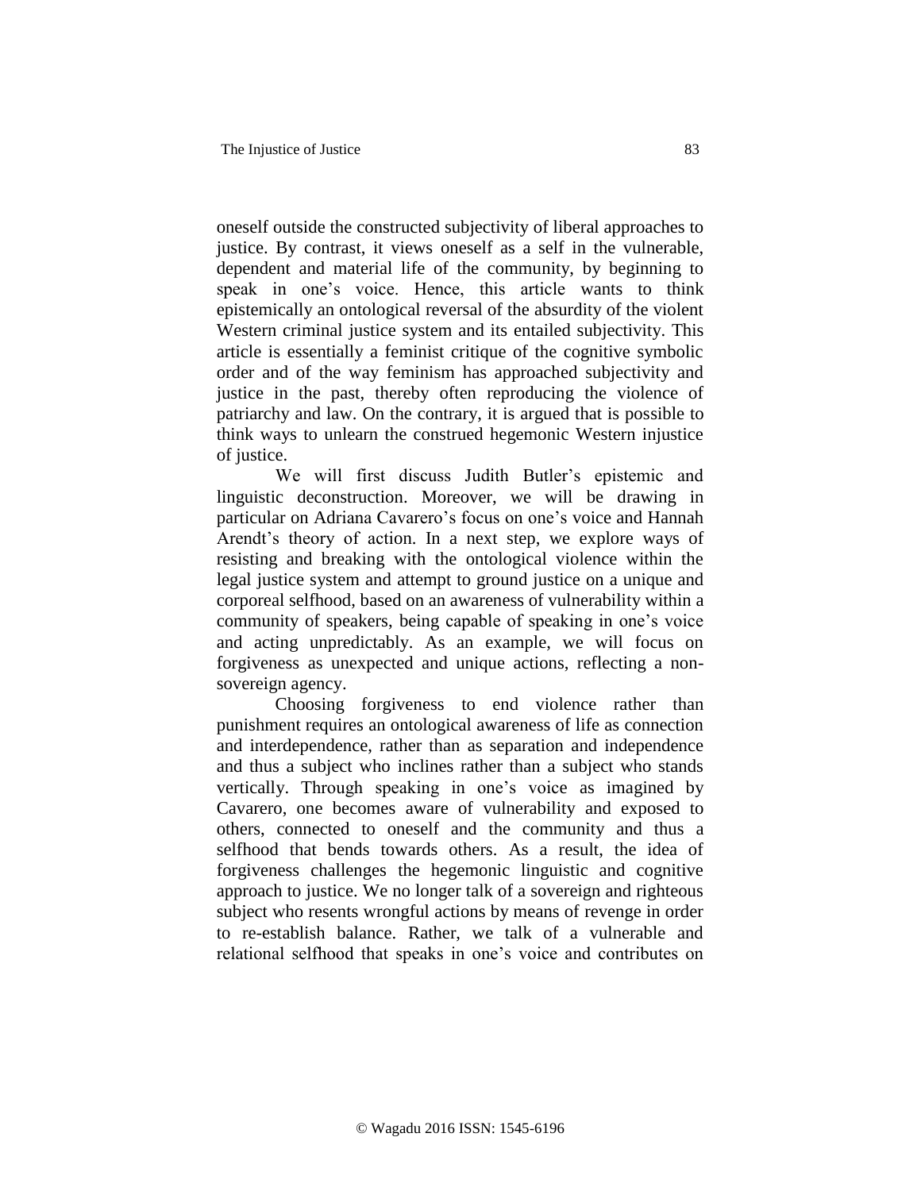oneself outside the constructed subjectivity of liberal approaches to justice. By contrast, it views oneself as a self in the vulnerable, dependent and material life of the community, by beginning to speak in one's voice. Hence, this article wants to think epistemically an ontological reversal of the absurdity of the violent Western criminal justice system and its entailed subjectivity. This article is essentially a feminist critique of the cognitive symbolic order and of the way feminism has approached subjectivity and justice in the past, thereby often reproducing the violence of patriarchy and law. On the contrary, it is argued that is possible to think ways to unlearn the construed hegemonic Western injustice of justice.

We will first discuss Judith Butler's epistemic and linguistic deconstruction. Moreover, we will be drawing in particular on Adriana Cavarero's focus on one's voice and Hannah Arendt's theory of action. In a next step, we explore ways of resisting and breaking with the ontological violence within the legal justice system and attempt to ground justice on a unique and corporeal selfhood, based on an awareness of vulnerability within a community of speakers, being capable of speaking in one's voice and acting unpredictably. As an example, we will focus on forgiveness as unexpected and unique actions, reflecting a non-sovereign agency.

Choosing forgiveness to end violence rather than punishment requires an ontological awareness of life as connection and interdependence, rather than as separation and independence and thus a subject who inclines rather than a subject who stands vertically. Through speaking in one's voice as imagined by Cavarero, one becomes aware of vulnerability and exposed to others, connected to oneself and the community and thus a selfhood that bends towards others. As a result, the idea of forgiveness challenges the hegemonic linguistic and cognitive approach to justice. We no longer talk of a sovereign and righteous subject who resents wrongful actions by means of revenge in order to re-establish balance. Rather, we talk of a vulnerable and relational selfhood that speaks in one's voice and contributes on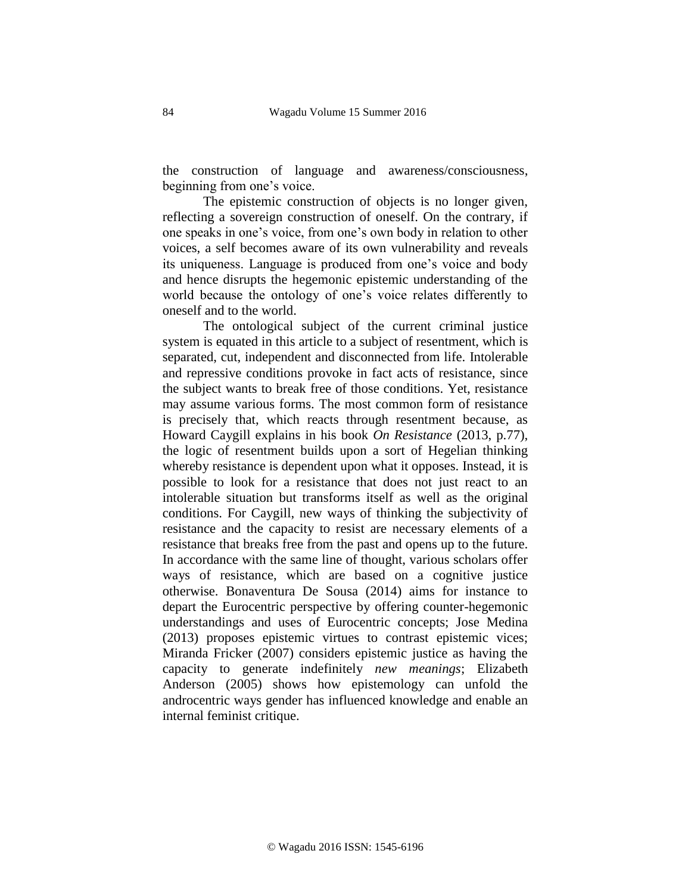the construction of language and awareness/consciousness, beginning from one's voice.

The epistemic construction of objects is no longer given, reflecting a sovereign construction of oneself. On the contrary, if one speaks in one's voice, from one's own body in relation to other voices, a self becomes aware of its own vulnerability and reveals its uniqueness. Language is produced from one's voice and body and hence disrupts the hegemonic epistemic understanding of the world because the ontology of one's voice relates differently to oneself and to the world.

The ontological subject of the current criminal justice system is equated in this article to a subject of resentment, which is separated, cut, independent and disconnected from life. Intolerable and repressive conditions provoke in fact acts of resistance, since the subject wants to break free of those conditions. Yet, resistance may assume various forms. The most common form of resistance is precisely that, which reacts through resentment because, as Howard Caygill explains in his book *On Resistance* (2013, p.77), the logic of resentment builds upon a sort of Hegelian thinking whereby resistance is dependent upon what it opposes. Instead, it is possible to look for a resistance that does not just react to an intolerable situation but transforms itself as well as the original conditions. For Caygill, new ways of thinking the subjectivity of resistance and the capacity to resist are necessary elements of a resistance that breaks free from the past and opens up to the future. In accordance with the same line of thought, various scholars offer ways of resistance, which are based on a cognitive justice otherwise. Bonaventura De Sousa (2014) aims for instance to depart the Eurocentric perspective by offering counter-hegemonic understandings and uses of Eurocentric concepts; Jose Medina (2013) proposes epistemic virtues to contrast epistemic vices; Miranda Fricker (2007) considers epistemic justice as having the capacity to generate indefinitely *new meanings*; Elizabeth Anderson (2005) shows how epistemology can unfold the androcentric ways gender has influenced knowledge and enable an internal feminist critique.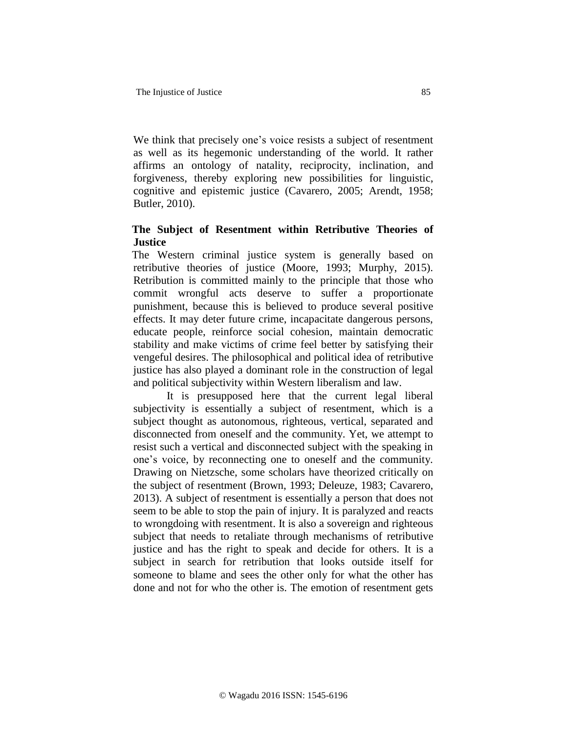We think that precisely one's voice resists a subject of resentment as well as its hegemonic understanding of the world. It rather affirms an ontology of natality, reciprocity, inclination, and forgiveness, thereby exploring new possibilities for linguistic, cognitive and epistemic justice (Cavarero, 2005; Arendt, 1958; Butler, 2010).

## The Subject of Resentment within Retributive Theories of Justice

The Western criminal justice system is generally based on retributive theories of justice (Moore, 1993; Murphy, 2015). Retribution is committed mainly to the principle that those who commit wrongful acts deserve to suffer a proportionate punishment, because this is believed to produce several positive effects. It may deter future crime, incapacitate dangerous persons, educate people, reinforce social cohesion, maintain democratic stability and make victims of crime feel better by satisfying their vengeful desires. The philosophical and political idea of retributive justice has also played a dominant role in the construction of legal and political subjectivity within Western liberalism and law.

It is presupposed here that the current legal liberal subjectivity is essentially a subject of resentment, which is a subject thought as autonomous, righteous, vertical, separated and disconnected from oneself and the community. Yet, we attempt to resist such a vertical and disconnected subject with the speaking in one's voice, by reconnecting one to oneself and the community. Drawing on Nietzsche, some scholars have theorized critically on the subject of resentment (Brown, 1993; Deleuze, 1983; Cavarero, 2013). A subject of resentment is essentially a person that does not seem to be able to stop the pain of injury. It is paralyzed and reacts to wrongdoing with resentment. It is also a sovereign and righteous subject that needs to retaliate through mechanisms of retributive justice and has the right to speak and decide for others. It is a subject in search for retribution that looks outside itself for someone to blame and sees the other only for what the other has done and not for who the other is. The emotion of resentment gets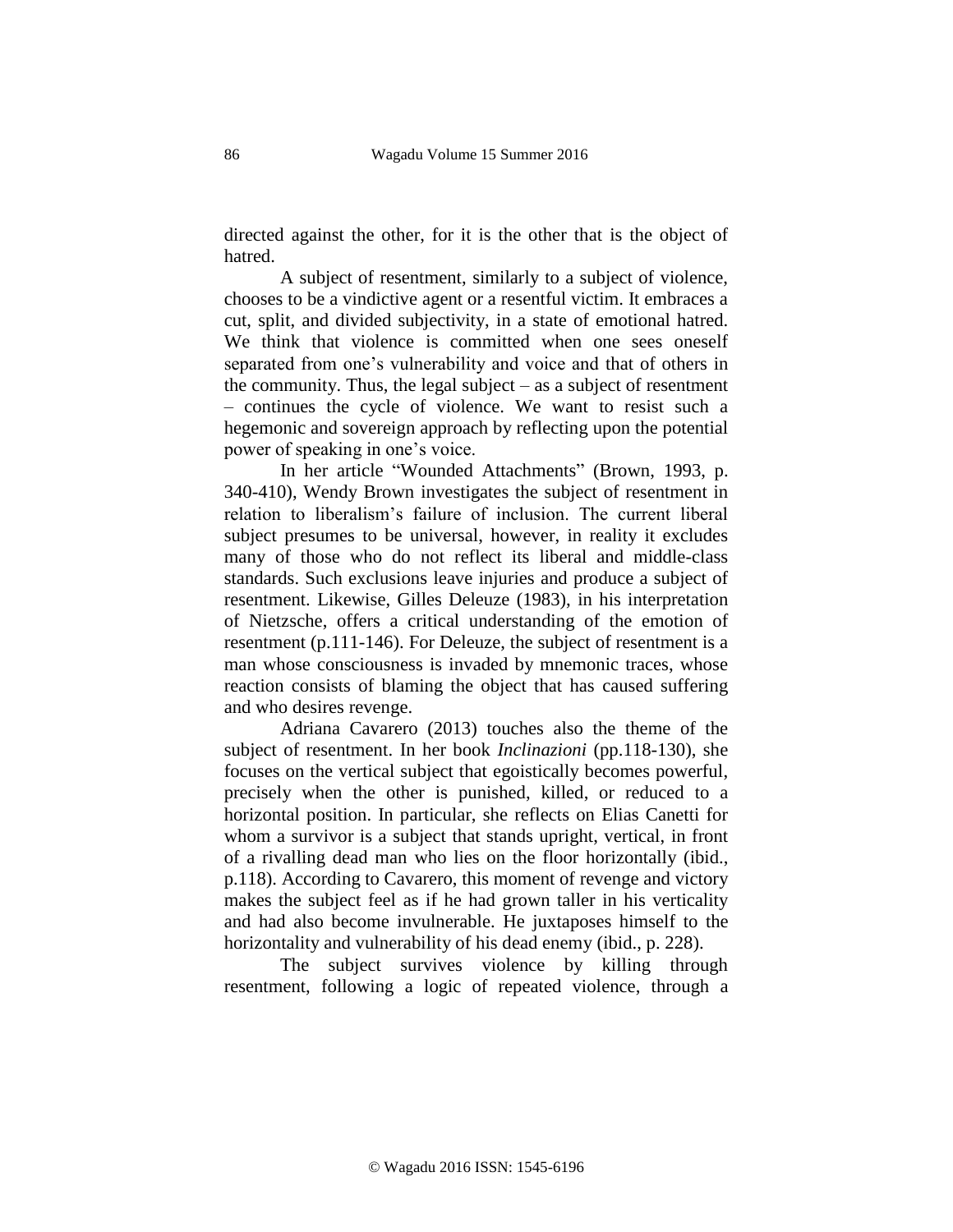directed against the other, for it is the other that is the object of hatred.

A subject of resentment, similarly to a subject of violence, chooses to be a vindictive agent or a resentful victim. It embraces a cut, split, and divided subjectivity, in a state of emotional hatred. We think that violence is committed when one sees oneself separated from one's vulnerability and voice and that of others in the community. Thus, the legal subject – as a subject of resentment – continues the cycle of violence. We want to resist such a hegemonic and sovereign approach by reflecting upon the potential power of speaking in one's voice.

In her article "Wounded Attachments" (Brown, 1993, p. 340-410), Wendy Brown investigates the subject of resentment in relation to liberalism's failure of inclusion. The current liberal subject presumes to be universal, however, in reality it excludes many of those who do not reflect its liberal and middle-class standards. Such exclusions leave injuries and produce a subject of resentment. Likewise, Gilles Deleuze (1983), in his interpretation of Nietzsche, offers a critical understanding of the emotion of resentment (p.111-146). For Deleuze, the subject of resentment is a man whose consciousness is invaded by mnemonic traces, whose reaction consists of blaming the object that has caused suffering and who desires revenge.

Adriana Cavarero (2013) touches also the theme of the subject of resentment. In her book *Inclinazioni* (pp.118-130), she focuses on the vertical subject that egoistically becomes powerful, precisely when the other is punished, killed, or reduced to a horizontal position. In particular, she reflects on Elias Canetti for whom a survivor is a subject that stands upright, vertical, in front of a rivalling dead man who lies on the floor horizontally (ibid., p.118). According to Cavarero, this moment of revenge and victory makes the subject feel as if he had grown taller in his verticality and had also become invulnerable. He juxtaposes himself to the horizontality and vulnerability of his dead enemy (ibid., p. 228).

The subject survives violence by killing through resentment, following a logic of repeated violence, through a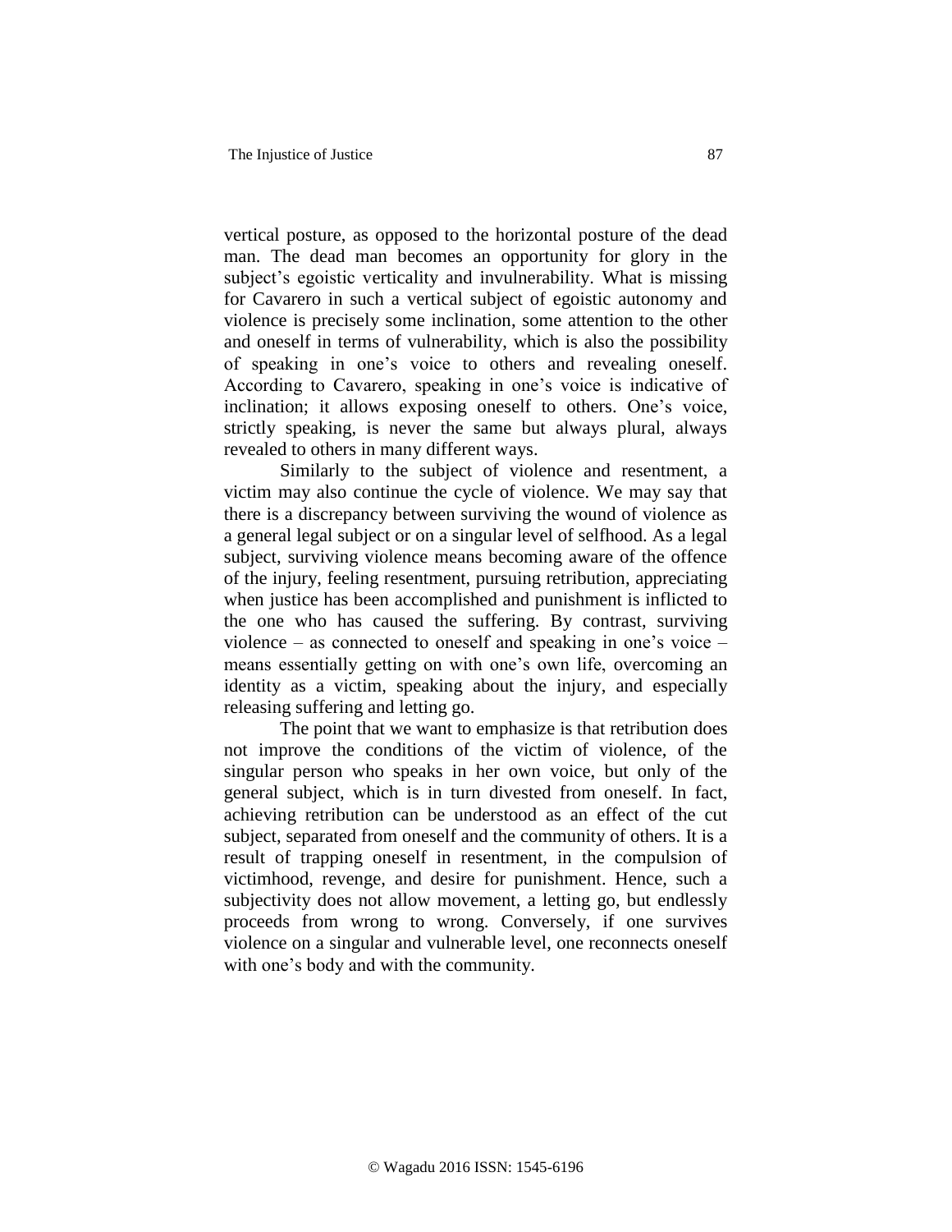vertical posture, as opposed to the horizontal posture of the dead man. The dead man becomes an opportunity for glory in the subject's egoistic verticality and invulnerability. What is missing for Cavarero in such a vertical subject of egoistic autonomy and violence is precisely some inclination, some attention to the other and oneself in terms of vulnerability, which is also the possibility of speaking in one's voice to others and revealing oneself. According to Cavarero, speaking in one's voice is indicative of inclination; it allows exposing oneself to others. One's voice, strictly speaking, is never the same but always plural, always revealed to others in many different ways.

Similarly to the subject of violence and resentment, a victim may also continue the cycle of violence. We may say that there is a discrepancy between surviving the wound of violence as a general legal subject or on a singular level of selfhood. As a legal subject, surviving violence means becoming aware of the offence of the injury, feeling resentment, pursuing retribution, appreciating when justice has been accomplished and punishment is inflicted to the one who has caused the suffering. By contrast, surviving violence – as connected to oneself and speaking in one's voice – means essentially getting on with one's own life, overcoming an identity as a victim, speaking about the injury, and especially releasing suffering and letting go.

The point that we want to emphasize is that retribution does not improve the conditions of the victim of violence, of the singular person who speaks in her own voice, but only of the general subject, which is in turn divested from oneself. In fact, achieving retribution can be understood as an effect of the cut subject, separated from oneself and the community of others. It is a result of trapping oneself in resentment, in the compulsion of victimhood, revenge, and desire for punishment. Hence, such a subjectivity does not allow movement, a letting go, but endlessly proceeds from wrong to wrong. Conversely, if one survives violence on a singular and vulnerable level, one reconnects oneself with one's body and with the community.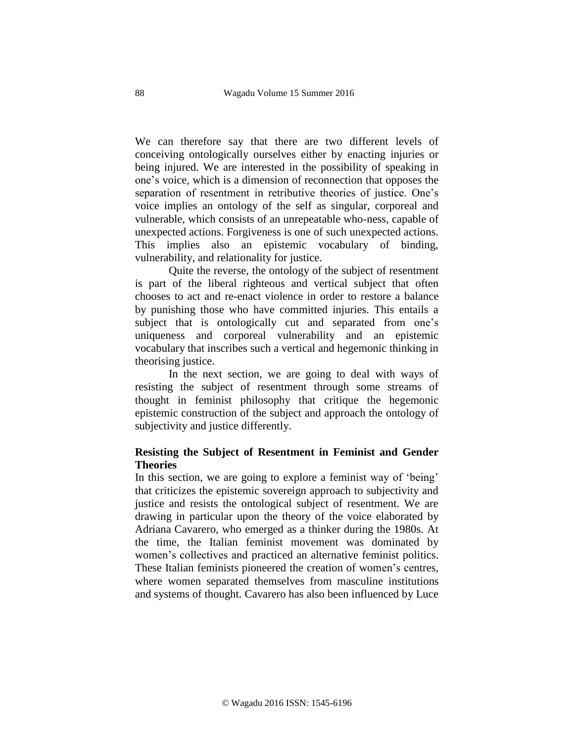We can therefore say that there are two different levels of conceiving ontologically ourselves either by enacting injuries or being injured. We are interested in the possibility of speaking in one's voice, which is a dimension of reconnection that opposes the separation of resentment in retributive theories of justice. One's voice implies an ontology of the self as singular, corporeal and vulnerable, which consists of an unrepeatable who-ness, capable of unexpected actions. Forgiveness is one of such unexpected actions. This implies also an epistemic vocabulary of binding, vulnerability, and relationality for justice.

Quite the reverse, the ontology of the subject of resentment is part of the liberal righteous and vertical subject that often chooses to act and re-enact violence in order to restore a balance by punishing those who have committed injuries. This entails a subject that is ontologically cut and separated from one's uniqueness and corporeal vulnerability and an epistemic vocabulary that inscribes such a vertical and hegemonic thinking in theorising justice.

In the next section, we are going to deal with ways of resisting the subject of resentment through some streams of thought in feminist philosophy that critique the hegemonic epistemic construction of the subject and approach the ontology of subjectivity and justice differently.

## Resisting the Subject of Resentment in Feminist and Gender Theories

In this section, we are going to explore a feminist way of 'being' that criticizes the epistemic sovereign approach to subjectivity and justice and resists the ontological subject of resentment. We are drawing in particular upon the theory of the voice elaborated by Adriana Cavarero, who emerged as a thinker during the 1980s. At the time, the Italian feminist movement was dominated by women's collectives and practiced an alternative feminist politics. These Italian feminists pioneered the creation of women's centres, where women separated themselves from masculine institutions and systems of thought. Cavarero has also been influenced by Luce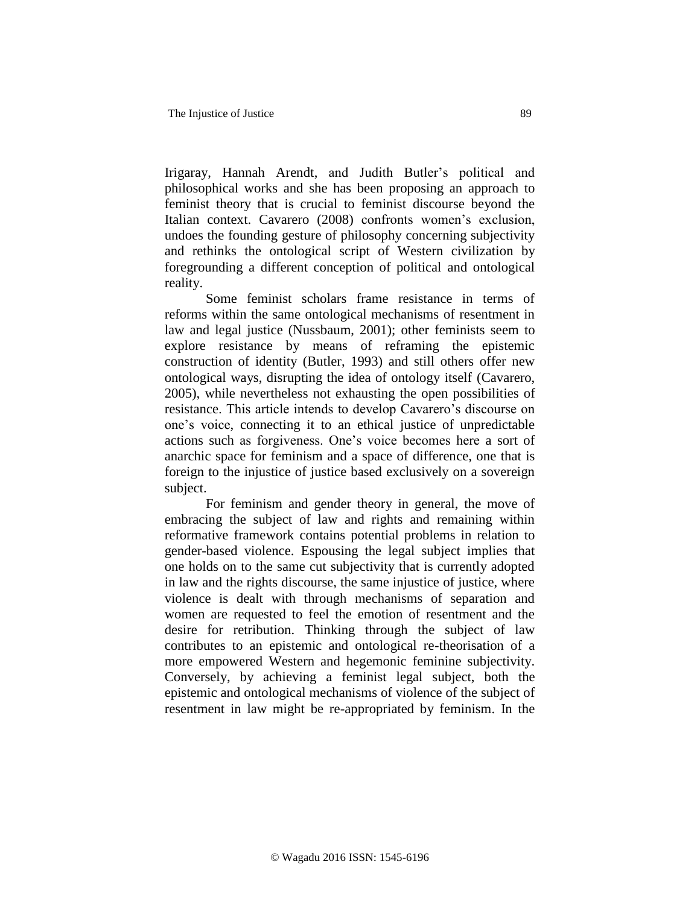Irigaray, Hannah Arendt, and Judith Butler's political and philosophical works and she has been proposing an approach to feminist theory that is crucial to feminist discourse beyond the Italian context. Cavarero (2008) confronts women's exclusion, undoes the founding gesture of philosophy concerning subjectivity and rethinks the ontological script of Western civilization by foregrounding a different conception of political and ontological reality.

Some feminist scholars frame resistance in terms of reforms within the same ontological mechanisms of resentment in law and legal justice (Nussbaum, 2001); other feminists seem to explore resistance by means of reframing the epistemic construction of identity (Butler, 1993) and still others offer new ontological ways, disrupting the idea of ontology itself (Cavarero, 2005), while nevertheless not exhausting the open possibilities of resistance. This article intends to develop Cavarero's discourse on one's voice, connecting it to an ethical justice of unpredictable actions such as forgiveness. One's voice becomes here a sort of anarchic space for feminism and a space of difference, one that is foreign to the injustice of justice based exclusively on a sovereign subject.

For feminism and gender theory in general, the move of embracing the subject of law and rights and remaining within reformative framework contains potential problems in relation to gender-based violence. Espousing the legal subject implies that one holds on to the same cut subjectivity that is currently adopted in law and the rights discourse, the same injustice of justice, where violence is dealt with through mechanisms of separation and women are requested to feel the emotion of resentment and the desire for retribution. Thinking through the subject of law contributes to an epistemic and ontological re-theorisation of a more empowered Western and hegemonic feminine subjectivity. Conversely, by achieving a feminist legal subject, both the epistemic and ontological mechanisms of violence of the subject of resentment in law might be re-appropriated by feminism. In the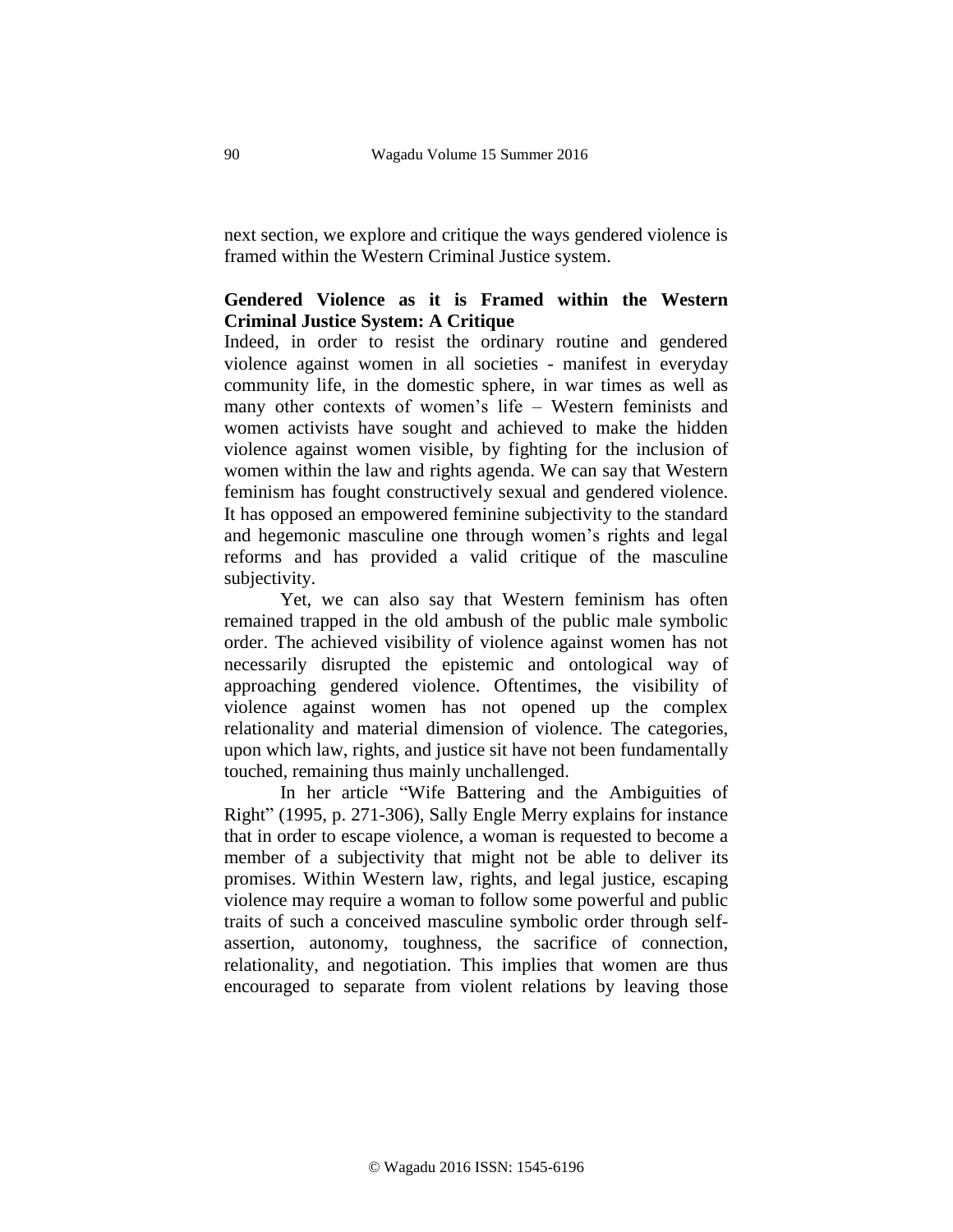next section, we explore and critique the ways gendered violence is framed within the Western Criminal Justice system.

## Gendered Violence as it is Framed within the Western Criminal Justice System: A Critique

Indeed, in order to resist the ordinary routine and gendered violence against women in all societies - manifest in everyday community life, in the domestic sphere, in war times as well as many other contexts of women's life – Western feminists and women activists have sought and achieved to make the hidden violence against women visible, by fighting for the inclusion of women within the law and rights agenda. We can say that Western feminism has fought constructively sexual and gendered violence. It has opposed an empowered feminine subjectivity to the standard and hegemonic masculine one through women's rights and legal reforms and has provided a valid critique of the masculine subjectivity.

Yet, we can also say that Western feminism has often remained trapped in the old ambush of the public male symbolic order. The achieved visibility of violence against women has not necessarily disrupted the epistemic and ontological way of approaching gendered violence. Oftentimes, the visibility of violence against women has not opened up the complex relationality and material dimension of violence. The categories, upon which law, rights, and justice sit have not been fundamentally touched, remaining thus mainly unchallenged.

In her article "Wife Battering and the Ambiguities of Right" (1995, p. 271-306), Sally Engle Merry explains for instance that in order to escape violence, a woman is requested to become a member of a subjectivity that might not be able to deliver its promises. Within Western law, rights, and legal justice, escaping violence may require a woman to follow some powerful and public traits of such a conceived masculine symbolic order through self-assertion, autonomy, toughness, the sacrifice of connection, relationality, and negotiation. This implies that women are thus encouraged to separate from violent relations by leaving those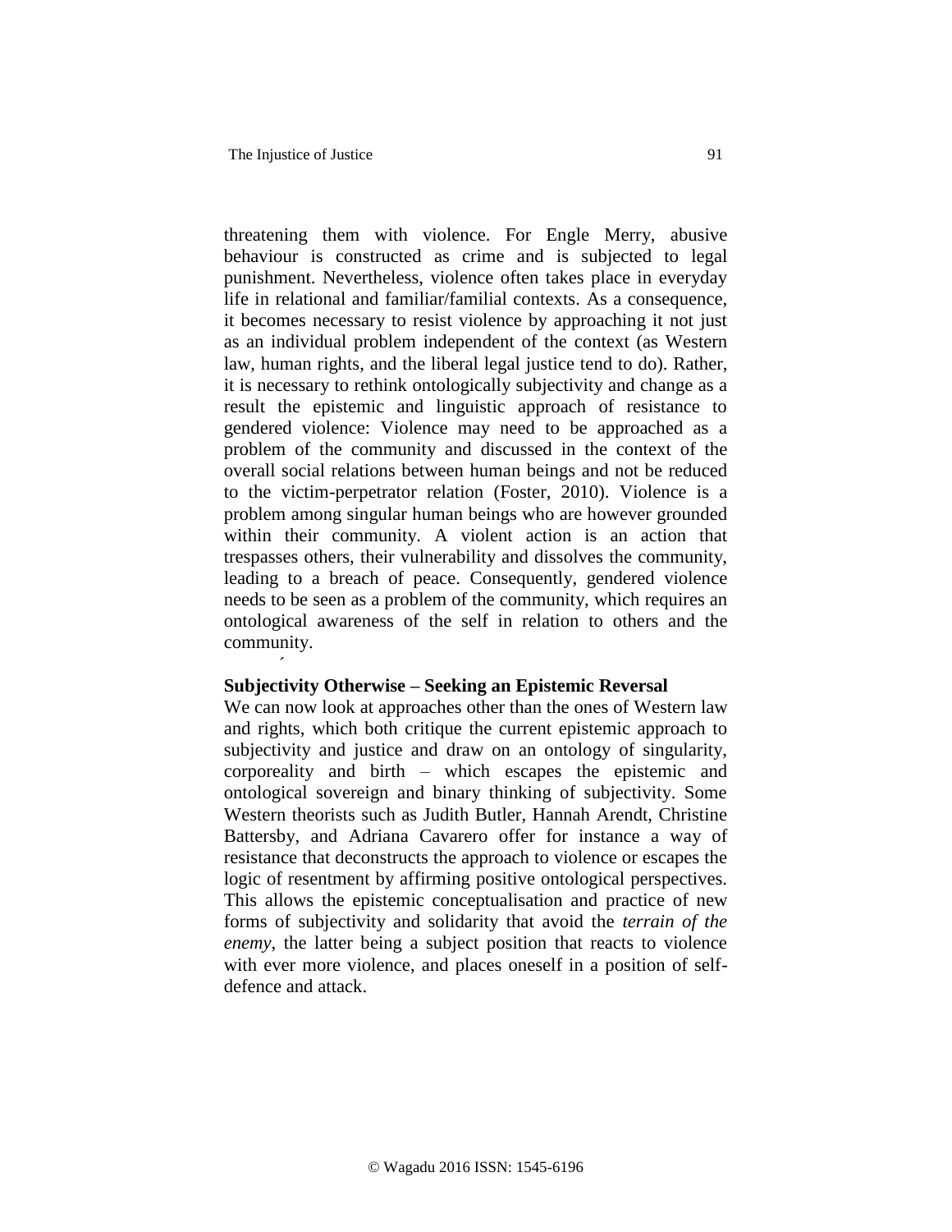threatening them with violence. For Engle Merry, abusive behaviour is constructed as crime and is subjected to legal punishment. Nevertheless, violence often takes place in everyday life in relational and familiar/familial contexts. As a consequence, it becomes necessary to resist violence by approaching it not just as an individual problem independent of the context (as Western law, human rights, and the liberal legal justice tend to do). Rather, it is necessary to rethink ontologically subjectivity and change as a result the epistemic and linguistic approach of resistance to gendered violence: Violence may need to be approached as a problem of the community and discussed in the context of the overall social relations between human beings and not be reduced to the victim-perpetrator relation (Foster, 2010). Violence is a problem among singular human beings who are however grounded within their community. A violent action is an action that trespasses others, their vulnerability and dissolves the community, leading to a breach of peace. Consequently, gendered violence needs to be seen as a problem of the community, which requires an ontological awareness of the self in relation to others and the community.

**Subjectivity Otherwise – Seeking an Epistemic Reversal**

We can now look at approaches other than the ones of Western law and rights, which both critique the current epistemic approach to subjectivity and justice and draw on an ontology of singularity, corporeality and birth – which escapes the epistemic and ontological sovereign and binary thinking of subjectivity. Some Western theorists such as Judith Butler, Hannah Arendt, Christine Battersby, and Adriana Cavarero offer for instance a way of resistance that deconstructs the approach to violence or escapes the logic of resentment by affirming positive ontological perspectives. This allows the epistemic conceptualisation and practice of new forms of subjectivity and solidarity that avoid the *terrain of the enemy*, the latter being a subject position that reacts to violence with ever more violence, and places oneself in a position of self-defence and attack.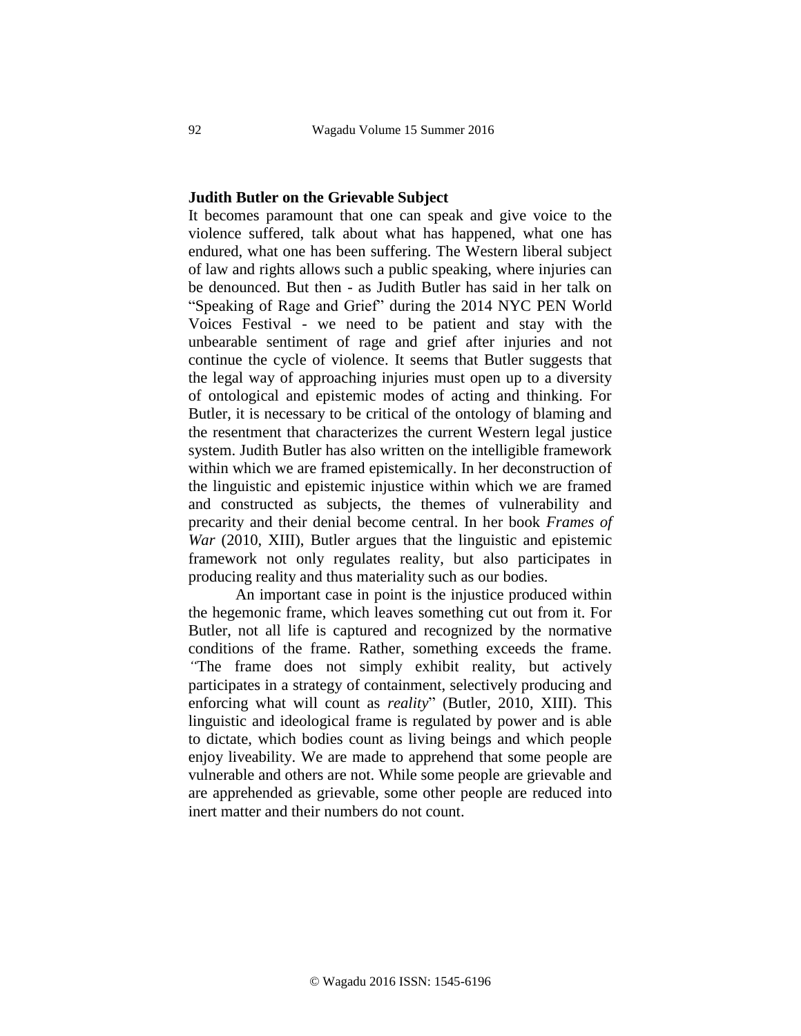## Judith Butler on the Grievable Subject

It becomes paramount that one can speak and give voice to the violence suffered, talk about what has happened, what one has endured, what one has been suffering. The Western liberal subject of law and rights allows such a public speaking, where injuries can be denounced. But then - as Judith Butler has said in her talk on "Speaking of Rage and Grief" during the 2014 NYC PEN World Voices Festival - we need to be patient and stay with the unbearable sentiment of rage and grief after injuries and not continue the cycle of violence. It seems that Butler suggests that the legal way of approaching injuries must open up to a diversity of ontological and epistemic modes of acting and thinking. For Butler, it is necessary to be critical of the ontology of blaming and the resentment that characterizes the current Western legal justice system. Judith Butler has also written on the intelligible framework within which we are framed epistemically. In her deconstruction of the linguistic and epistemic injustice within which we are framed and constructed as subjects, the themes of vulnerability and precarity and their denial become central. In her book *Frames of War* (2010, XIII), Butler argues that the linguistic and epistemic framework not only regulates reality, but also participates in producing reality and thus materiality such as our bodies.

An important case in point is the injustice produced within the hegemonic frame, which leaves something cut out from it. For Butler, not all life is captured and recognized by the normative conditions of the frame. Rather, something exceeds the frame. "The frame does not simply exhibit reality, but actively participates in a strategy of containment, selectively producing and enforcing what will count as *reality*" (Butler, 2010, XIII). This linguistic and ideological frame is regulated by power and is able to dictate, which bodies count as living beings and which people enjoy liveability. We are made to apprehend that some people are vulnerable and others are not. While some people are grievable and are apprehended as grievable, some other people are reduced into inert matter and their numbers do not count.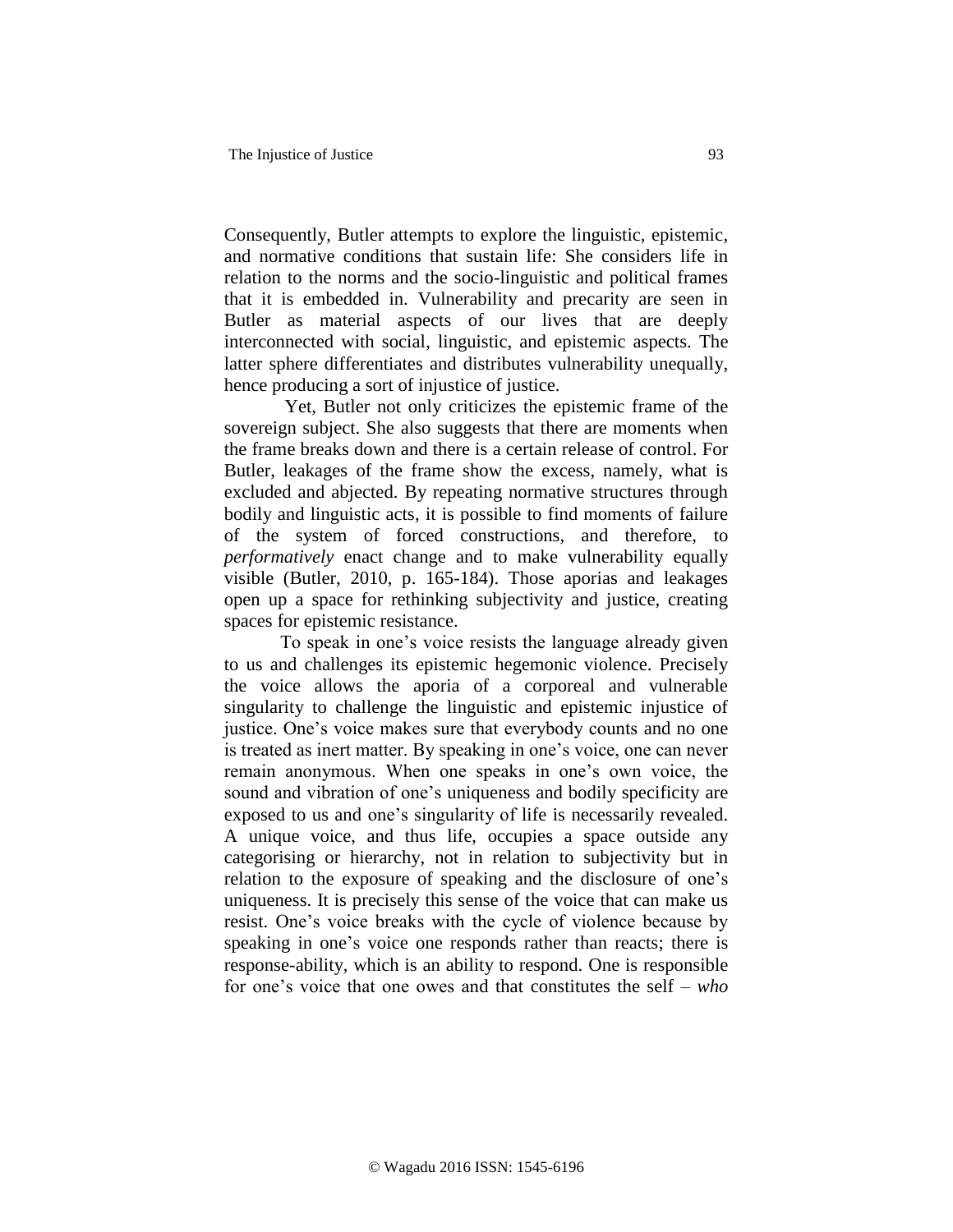Consequently, Butler attempts to explore the linguistic, epistemic, and normative conditions that sustain life: She considers life in relation to the norms and the socio-linguistic and political frames that it is embedded in. Vulnerability and precarity are seen in Butler as material aspects of our lives that are deeply interconnected with social, linguistic, and epistemic aspects. The latter sphere differentiates and distributes vulnerability unequally, hence producing a sort of injustice of justice.

Yet, Butler not only criticizes the epistemic frame of the sovereign subject. She also suggests that there are moments when the frame breaks down and there is a certain release of control. For Butler, leakages of the frame show the excess, namely, what is excluded and abjected. By repeating normative structures through bodily and linguistic acts, it is possible to find moments of failure of the system of forced constructions, and therefore, to *performatively* enact change and to make vulnerability equally visible (Butler, 2010, p. 165-184). Those aporias and leakages open up a space for rethinking subjectivity and justice, creating spaces for epistemic resistance.

To speak in one's voice resists the language already given to us and challenges its epistemic hegemonic violence. Precisely the voice allows the aporia of a corporeal and vulnerable singularity to challenge the linguistic and epistemic injustice of justice. One's voice makes sure that everybody counts and no one is treated as inert matter. By speaking in one's voice, one can never remain anonymous. When one speaks in one's own voice, the sound and vibration of one's uniqueness and bodily specificity are exposed to us and one's singularity of life is necessarily revealed. A unique voice, and thus life, occupies a space outside any categorising or hierarchy, not in relation to subjectivity but in relation to the exposure of speaking and the disclosure of one's uniqueness. It is precisely this sense of the voice that can make us resist. One's voice breaks with the cycle of violence because by speaking in one's voice one responds rather than reacts; there is response-ability, which is an ability to respond. One is responsible for one's voice that one owes and that constitutes the self – *who*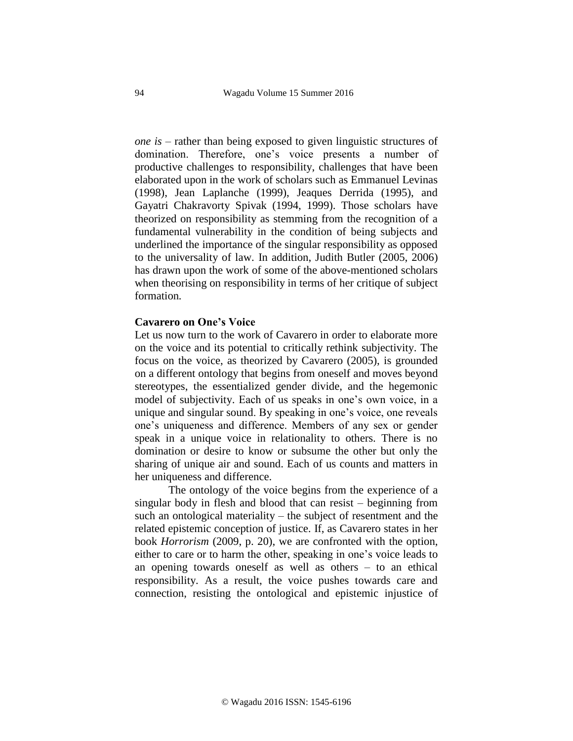*one is* – rather than being exposed to given linguistic structures of domination. Therefore, one's voice presents a number of productive challenges to responsibility, challenges that have been elaborated upon in the work of scholars such as Emmanuel Levinas (1998), Jean Laplanche (1999), Jeaques Derrida (1995), and Gayatri Chakravorty Spivak (1994, 1999). Those scholars have theorized on responsibility as stemming from the recognition of a fundamental vulnerability in the condition of being subjects and underlined the importance of the singular responsibility as opposed to the universality of law. In addition, Judith Butler (2005, 2006) has drawn upon the work of some of the above-mentioned scholars when theorising on responsibility in terms of her critique of subject formation.

**Cavarero on One's Voice**

Let us now turn to the work of Cavarero in order to elaborate more on the voice and its potential to critically rethink subjectivity. The focus on the voice, as theorized by Cavarero (2005), is grounded on a different ontology that begins from oneself and moves beyond stereotypes, the essentialized gender divide, and the hegemonic model of subjectivity. Each of us speaks in one's own voice, in a unique and singular sound. By speaking in one's voice, one reveals one's uniqueness and difference. Members of any sex or gender speak in a unique voice in relationality to others. There is no domination or desire to know or subsume the other but only the sharing of unique air and sound. Each of us counts and matters in her uniqueness and difference.

The ontology of the voice begins from the experience of a singular body in flesh and blood that can resist – beginning from such an ontological materiality – the subject of resentment and the related epistemic conception of justice. If, as Cavarero states in her book *Horrorism* (2009, p. 20), we are confronted with the option, either to care or to harm the other, speaking in one's voice leads to an opening towards oneself as well as others – to an ethical responsibility. As a result, the voice pushes towards care and connection, resisting the ontological and epistemic injustice of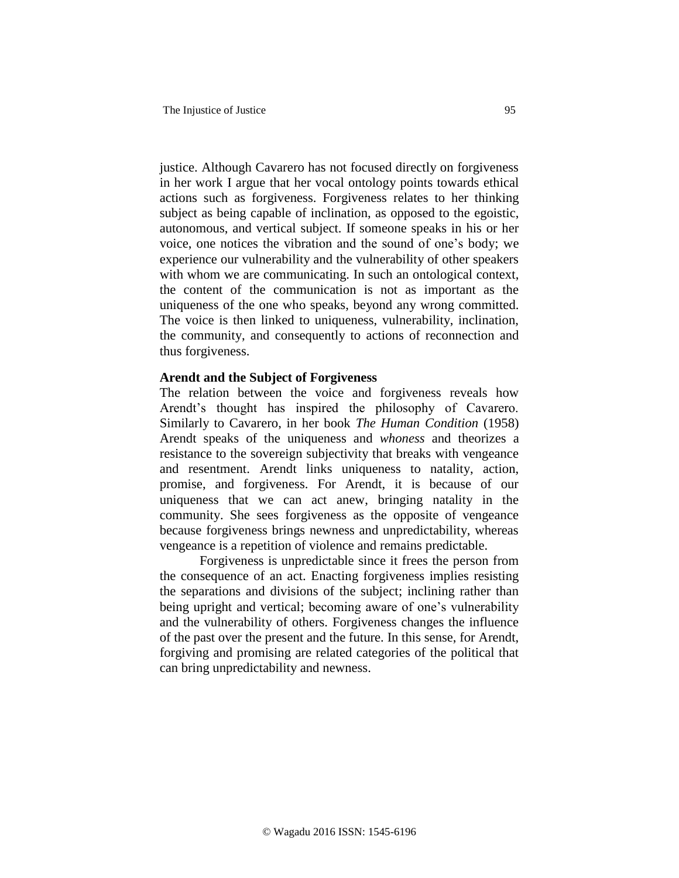justice. Although Cavarero has not focused directly on forgiveness in her work I argue that her vocal ontology points towards ethical actions such as forgiveness. Forgiveness relates to her thinking subject as being capable of inclination, as opposed to the egoistic, autonomous, and vertical subject. If someone speaks in his or her voice, one notices the vibration and the sound of one's body; we experience our vulnerability and the vulnerability of other speakers with whom we are communicating. In such an ontological context, the content of the communication is not as important as the uniqueness of the one who speaks, beyond any wrong committed. The voice is then linked to uniqueness, vulnerability, inclination, the community, and consequently to actions of reconnection and thus forgiveness.

**Arendt and the Subject of Forgiveness**

The relation between the voice and forgiveness reveals how Arendt's thought has inspired the philosophy of Cavarero. Similarly to Cavarero, in her book *The Human Condition* (1958) Arendt speaks of the uniqueness and *whoness* and theorizes a resistance to the sovereign subjectivity that breaks with vengeance and resentment. Arendt links uniqueness to natality, action, promise, and forgiveness. For Arendt, it is because of our uniqueness that we can act anew, bringing natality in the community. She sees forgiveness as the opposite of vengeance because forgiveness brings newness and unpredictability, whereas vengeance is a repetition of violence and remains predictable.

Forgiveness is unpredictable since it frees the person from the consequence of an act. Enacting forgiveness implies resisting the separations and divisions of the subject; inclining rather than being upright and vertical; becoming aware of one's vulnerability and the vulnerability of others. Forgiveness changes the influence of the past over the present and the future. In this sense, for Arendt, forgiving and promising are related categories of the political that can bring unpredictability and newness.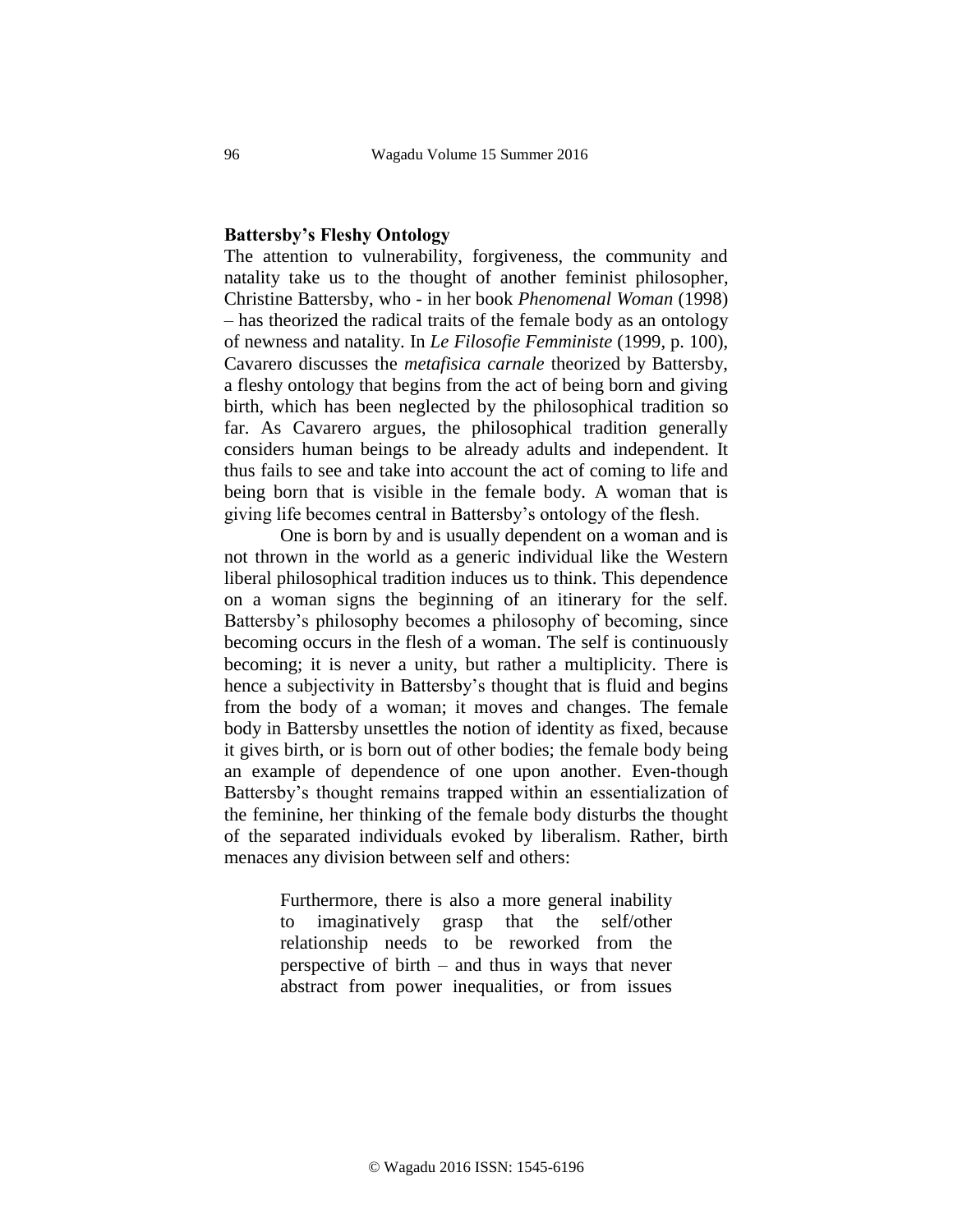## Battersby's Fleshy Ontology

The attention to vulnerability, forgiveness, the community and natality take us to the thought of another feminist philosopher, Christine Battersby, who - in her book *Phenomenal Woman* (1998) – has theorized the radical traits of the female body as an ontology of newness and natality. In *Le Filosofie Femministe* (1999, p. 100), Cavarero discusses the *metafisica carnale* theorized by Battersby, a fleshy ontology that begins from the act of being born and giving birth, which has been neglected by the philosophical tradition so far. As Cavarero argues, the philosophical tradition generally considers human beings to be already adults and independent. It thus fails to see and take into account the act of coming to life and being born that is visible in the female body. A woman that is giving life becomes central in Battersby's ontology of the flesh.

One is born by and is usually dependent on a woman and is not thrown in the world as a generic individual like the Western liberal philosophical tradition induces us to think. This dependence on a woman signs the beginning of an itinerary for the self. Battersby's philosophy becomes a philosophy of becoming, since becoming occurs in the flesh of a woman. The self is continuously becoming; it is never a unity, but rather a multiplicity. There is hence a subjectivity in Battersby's thought that is fluid and begins from the body of a woman; it moves and changes. The female body in Battersby unsettles the notion of identity as fixed, because it gives birth, or is born out of other bodies; the female body being an example of dependence of one upon another. Even-though Battersby's thought remains trapped within an essentialization of the feminine, her thinking of the female body disturbs the thought of the separated individuals evoked by liberalism. Rather, birth menaces any division between self and others:

> Furthermore, there is also a more general inability to imaginatively grasp that the self/other relationship needs to be reworked from the perspective of birth – and thus in ways that never abstract from power inequalities, or from issues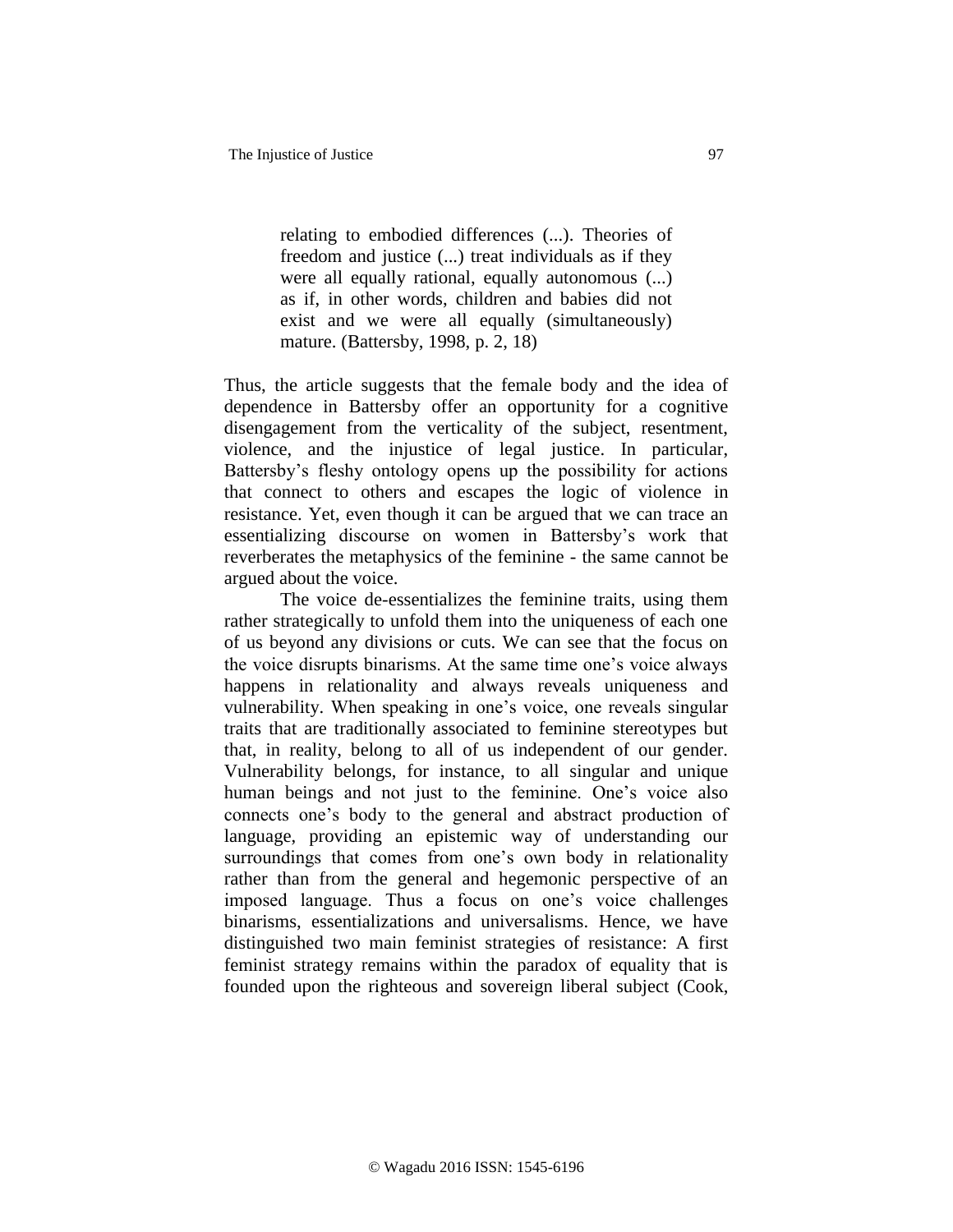> relating to embodied differences (...). Theories of freedom and justice (...) treat individuals as if they were all equally rational, equally autonomous (...) as if, in other words, children and babies did not exist and we were all equally (simultaneously) mature. (Battersby, 1998, p. 2, 18)

Thus, the article suggests that the female body and the idea of dependence in Battersby offer an opportunity for a cognitive disengagement from the verticality of the subject, resentment, violence, and the injustice of legal justice. In particular, Battersby's fleshy ontology opens up the possibility for actions that connect to others and escapes the logic of violence in resistance. Yet, even though it can be argued that we can trace an essentializing discourse on women in Battersby's work that reverberates the metaphysics of the feminine - the same cannot be argued about the voice.

The voice de-essentializes the feminine traits, using them rather strategically to unfold them into the uniqueness of each one of us beyond any divisions or cuts. We can see that the focus on the voice disrupts binarisms. At the same time one's voice always happens in relationality and always reveals uniqueness and vulnerability. When speaking in one's voice, one reveals singular traits that are traditionally associated to feminine stereotypes but that, in reality, belong to all of us independent of our gender. Vulnerability belongs, for instance, to all singular and unique human beings and not just to the feminine. One's voice also connects one's body to the general and abstract production of language, providing an epistemic way of understanding our surroundings that comes from one's own body in relationality rather than from the general and hegemonic perspective of an imposed language. Thus a focus on one's voice challenges binarisms, essentializations and universalisms. Hence, we have distinguished two main feminist strategies of resistance: A first feminist strategy remains within the paradox of equality that is founded upon the righteous and sovereign liberal subject (Cook,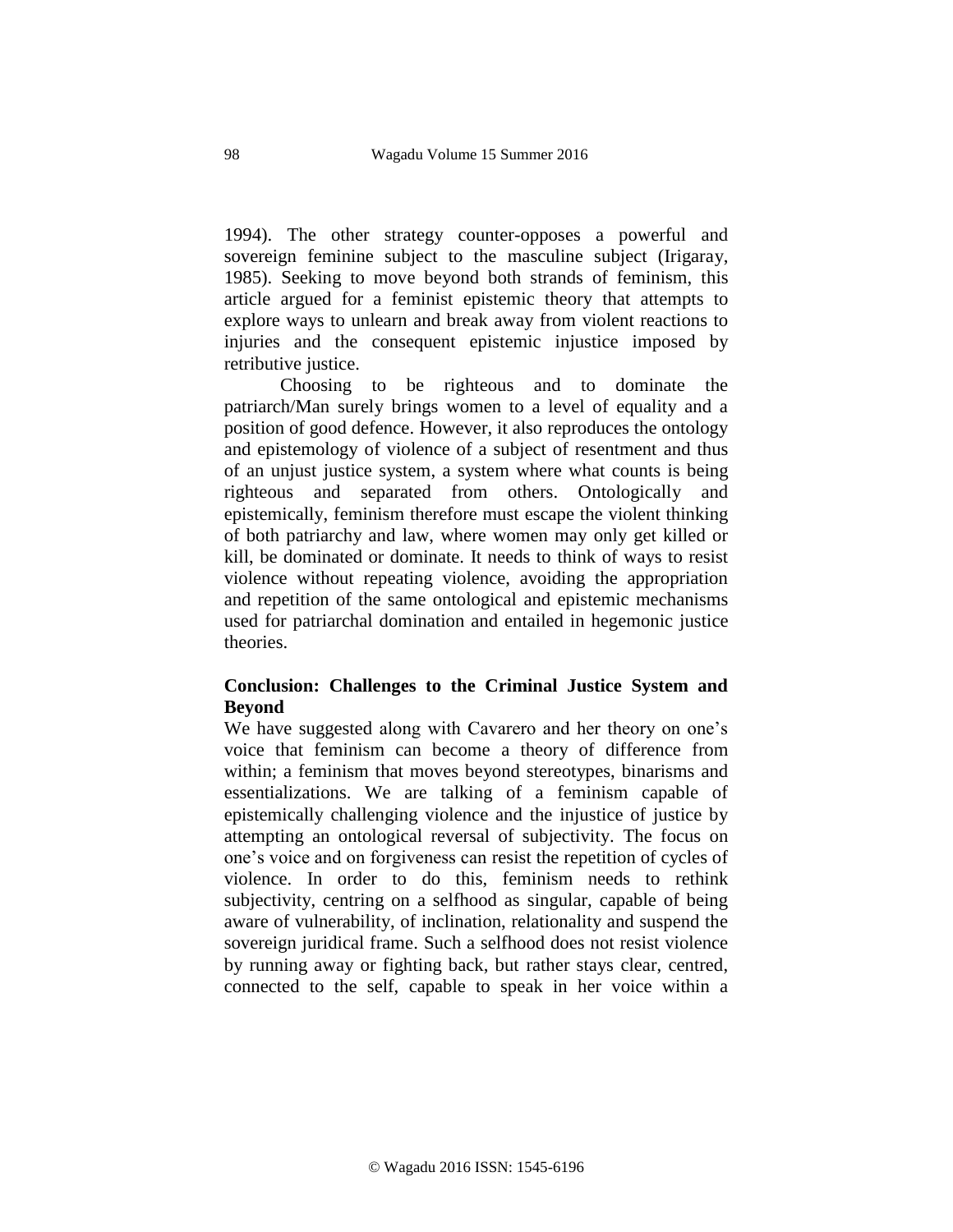1994). The other strategy counter-opposes a powerful and sovereign feminine subject to the masculine subject (Irigaray, 1985). Seeking to move beyond both strands of feminism, this article argued for a feminist epistemic theory that attempts to explore ways to unlearn and break away from violent reactions to injuries and the consequent epistemic injustice imposed by retributive justice.

Choosing to be righteous and to dominate the patriarch/Man surely brings women to a level of equality and a position of good defence. However, it also reproduces the ontology and epistemology of violence of a subject of resentment and thus of an unjust justice system, a system where what counts is being righteous and separated from others. Ontologically and epistemically, feminism therefore must escape the violent thinking of both patriarchy and law, where women may only get killed or kill, be dominated or dominate. It needs to think of ways to resist violence without repeating violence, avoiding the appropriation and repetition of the same ontological and epistemic mechanisms used for patriarchal domination and entailed in hegemonic justice theories.

## Conclusion: Challenges to the Criminal Justice System and Beyond

We have suggested along with Cavarero and her theory on one's voice that feminism can become a theory of difference from within; a feminism that moves beyond stereotypes, binarisms and essentializations. We are talking of a feminism capable of epistemically challenging violence and the injustice of justice by attempting an ontological reversal of subjectivity. The focus on one's voice and on forgiveness can resist the repetition of cycles of violence. In order to do this, feminism needs to rethink subjectivity, centring on a selfhood as singular, capable of being aware of vulnerability, of inclination, relationality and suspend the sovereign juridical frame. Such a selfhood does not resist violence by running away or fighting back, but rather stays clear, centred, connected to the self, capable to speak in her voice within a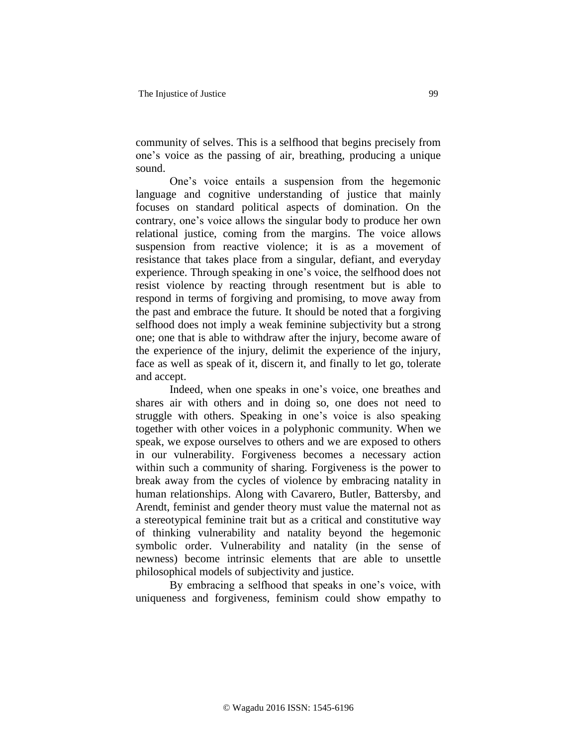community of selves. This is a selfhood that begins precisely from one's voice as the passing of air, breathing, producing a unique sound.

One's voice entails a suspension from the hegemonic language and cognitive understanding of justice that mainly focuses on standard political aspects of domination. On the contrary, one's voice allows the singular body to produce her own relational justice, coming from the margins. The voice allows suspension from reactive violence; it is as a movement of resistance that takes place from a singular, defiant, and everyday experience. Through speaking in one's voice, the selfhood does not resist violence by reacting through resentment but is able to respond in terms of forgiving and promising, to move away from the past and embrace the future. It should be noted that a forgiving selfhood does not imply a weak feminine subjectivity but a strong one; one that is able to withdraw after the injury, become aware of the experience of the injury, delimit the experience of the injury, face as well as speak of it, discern it, and finally to let go, tolerate and accept.

Indeed, when one speaks in one's voice, one breathes and shares air with others and in doing so, one does not need to struggle with others. Speaking in one's voice is also speaking together with other voices in a polyphonic community. When we speak, we expose ourselves to others and we are exposed to others in our vulnerability. Forgiveness becomes a necessary action within such a community of sharing. Forgiveness is the power to break away from the cycles of violence by embracing natality in human relationships. Along with Cavarero, Butler, Battersby, and Arendt, feminist and gender theory must value the maternal not as a stereotypical feminine trait but as a critical and constitutive way of thinking vulnerability and natality beyond the hegemonic symbolic order. Vulnerability and natality (in the sense of newness) become intrinsic elements that are able to unsettle philosophical models of subjectivity and justice.

By embracing a selfhood that speaks in one's voice, with uniqueness and forgiveness, feminism could show empathy to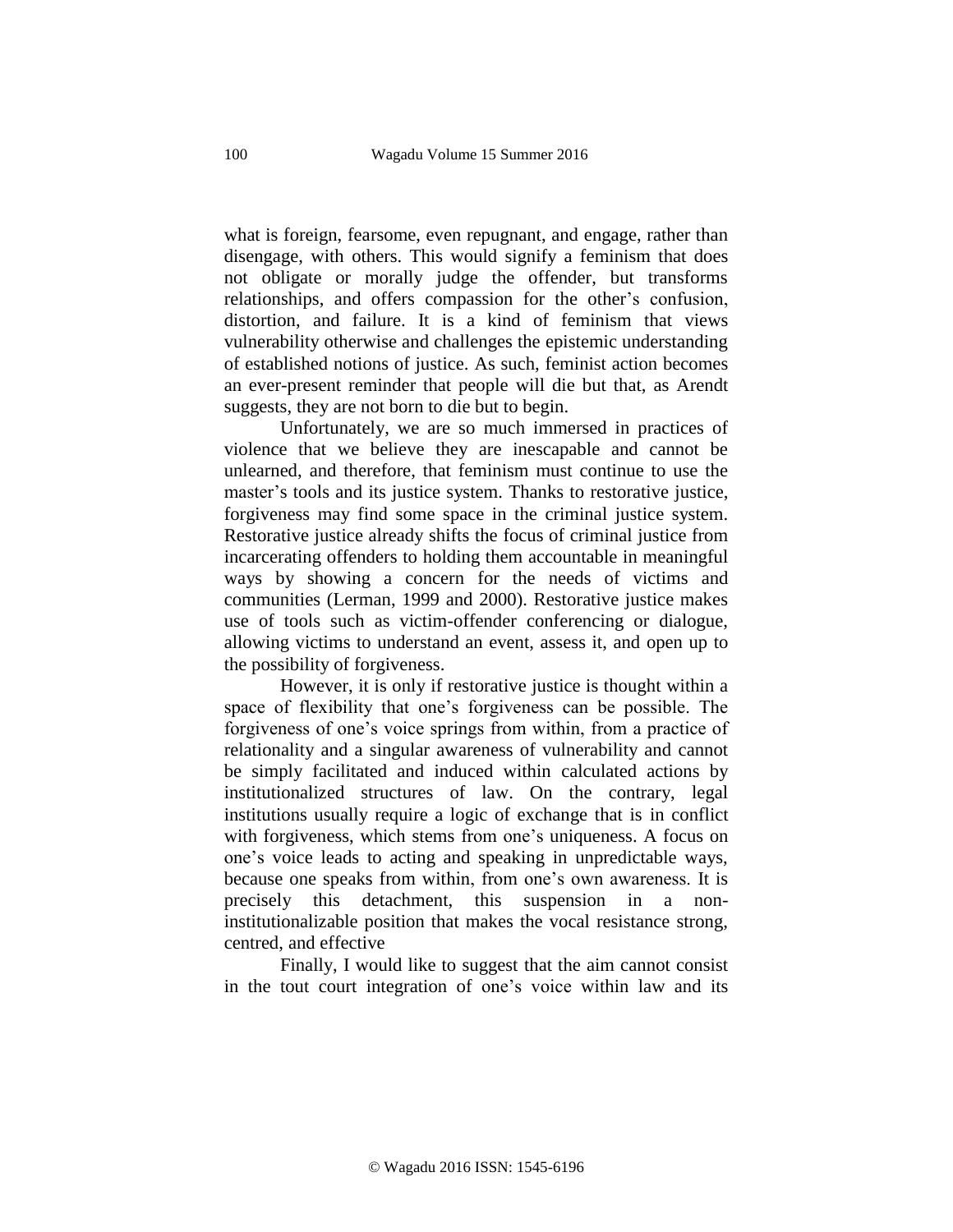what is foreign, fearsome, even repugnant, and engage, rather than disengage, with others. This would signify a feminism that does not obligate or morally judge the offender, but transforms relationships, and offers compassion for the other's confusion, distortion, and failure. It is a kind of feminism that views vulnerability otherwise and challenges the epistemic understanding of established notions of justice. As such, feminist action becomes an ever-present reminder that people will die but that, as Arendt suggests, they are not born to die but to begin.

Unfortunately, we are so much immersed in practices of violence that we believe they are inescapable and cannot be unlearned, and therefore, that feminism must continue to use the master's tools and its justice system. Thanks to restorative justice, forgiveness may find some space in the criminal justice system. Restorative justice already shifts the focus of criminal justice from incarcerating offenders to holding them accountable in meaningful ways by showing a concern for the needs of victims and communities (Lerman, 1999 and 2000). Restorative justice makes use of tools such as victim-offender conferencing or dialogue, allowing victims to understand an event, assess it, and open up to the possibility of forgiveness.

However, it is only if restorative justice is thought within a space of flexibility that one's forgiveness can be possible. The forgiveness of one's voice springs from within, from a practice of relationality and a singular awareness of vulnerability and cannot be simply facilitated and induced within calculated actions by institutionalized structures of law. On the contrary, legal institutions usually require a logic of exchange that is in conflict with forgiveness, which stems from one's uniqueness. A focus on one's voice leads to acting and speaking in unpredictable ways, because one speaks from within, from one's own awareness. It is precisely this detachment, this suspension in a non-institutionalizable position that makes the vocal resistance strong, centred, and effective

Finally, I would like to suggest that the aim cannot consist in the tout court integration of one's voice within law and its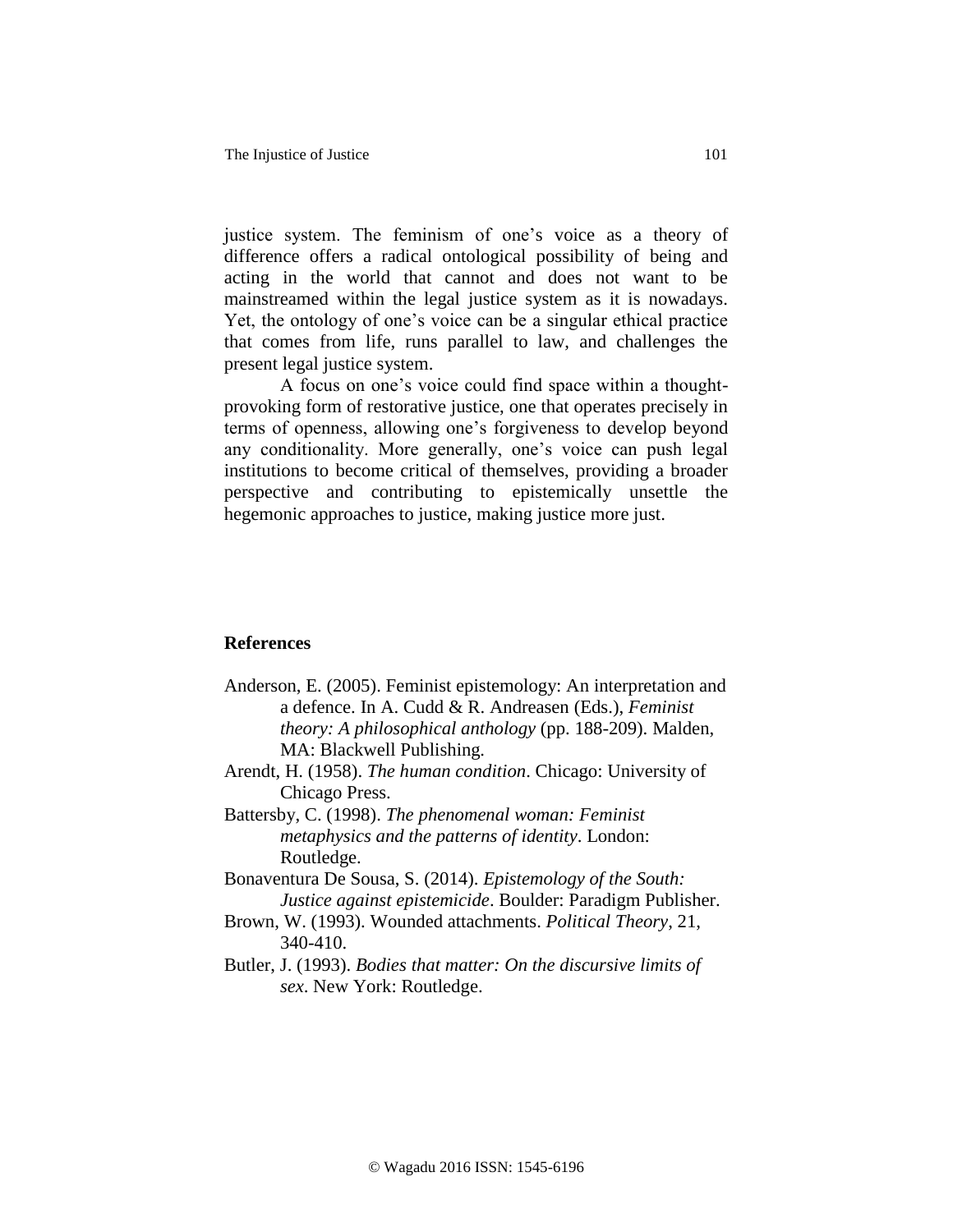justice system. The feminism of one's voice as a theory of difference offers a radical ontological possibility of being and acting in the world that cannot and does not want to be mainstreamed within the legal justice system as it is nowadays. Yet, the ontology of one's voice can be a singular ethical practice that comes from life, runs parallel to law, and challenges the present legal justice system.

A focus on one's voice could find space within a thought-provoking form of restorative justice, one that operates precisely in terms of openness, allowing one's forgiveness to develop beyond any conditionality. More generally, one's voice can push legal institutions to become critical of themselves, providing a broader perspective and contributing to epistemically unsettle the hegemonic approaches to justice, making justice more just.

## References

Anderson, E. (2005). Feminist epistemology: An interpretation and a defence. In A. Cudd & R. Andreasen (Eds.), *Feminist theory: A philosophical anthology* (pp. 188-209). Malden, MA: Blackwell Publishing.

Arendt, H. (1958). *The human condition*. Chicago: University of Chicago Press.

Battersby, C. (1998). *The phenomenal woman: Feminist metaphysics and the patterns of identity*. London: Routledge.

Bonaventura De Sousa, S. (2014). *Epistemology of the South: Justice against epistemicide*. Boulder: Paradigm Publisher.

Brown, W. (1993). Wounded attachments. *Political Theory*, 21, 340-410.

Butler, J. (1993). *Bodies that matter: On the discursive limits of sex*. New York: Routledge.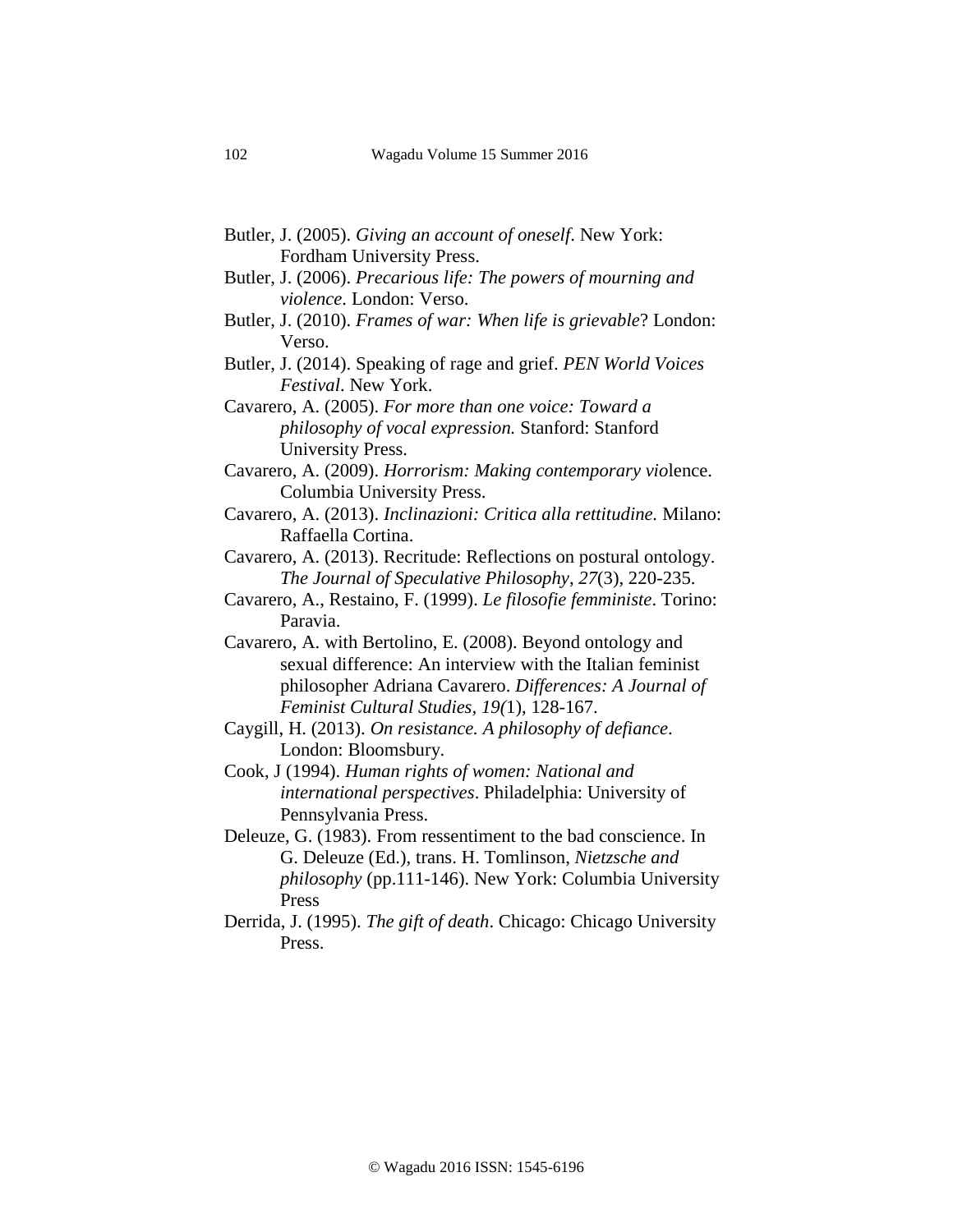Butler, J. (2005). *Giving an account of oneself*. New York: Fordham University Press.

Butler, J. (2006). *Precarious life: The powers of mourning and violence*. London: Verso.

Butler, J. (2010). *Frames of war: When life is grievable*? London: Verso.

Butler, J. (2014). Speaking of rage and grief. *PEN World Voices Festival*. New York.

Cavarero, A. (2005). *For more than one voice: Toward a philosophy of vocal expression.* Stanford: Stanford University Press.

Cavarero, A. (2009). *Horrorism: Making contemporary vio*lence. Columbia University Press.

Cavarero, A. (2013). *Inclinazioni: Critica alla rettitudine.* Milano: Raffaella Cortina.

Cavarero, A. (2013). Recritude: Reflections on postural ontology. *The Journal of Speculative Philosophy*, *27*(3), 220-235.

Cavarero, A., Restaino, F. (1999). *Le filosofie femministe*. Torino: Paravia.

Cavarero, A. with Bertolino, E. (2008). Beyond ontology and sexual difference: An interview with the Italian feminist philosopher Adriana Cavarero. *Differences: A Journal of Feminist Cultural Studies*, *19(*1), 128-167.

Caygill, H. (2013). *On resistance. A philosophy of defiance*. London: Bloomsbury.

Cook, J (1994). *Human rights of women: National and international perspectives*. Philadelphia: University of Pennsylvania Press.

Deleuze, G. (1983). From ressentiment to the bad conscience. In G. Deleuze (Ed.), trans. H. Tomlinson, *Nietzsche and philosophy* (pp.111-146). New York: Columbia University Press

Derrida, J. (1995). *The gift of death*. Chicago: Chicago University Press.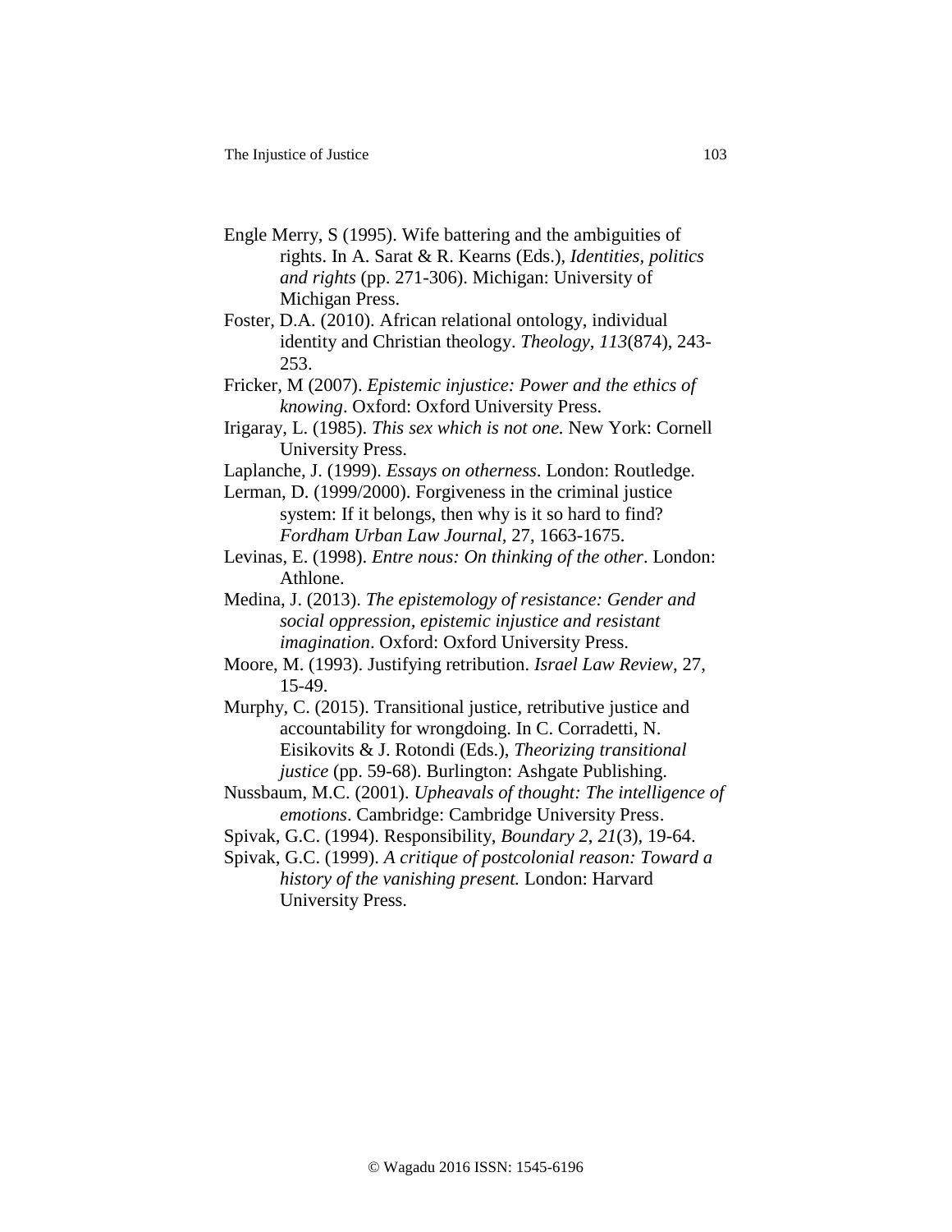Engle Merry, S (1995). Wife battering and the ambiguities of rights. In A. Sarat & R. Kearns (Eds.), *Identities, politics and rights* (pp. 271-306). Michigan: University of Michigan Press.

Foster, D.A. (2010). African relational ontology, individual identity and Christian theology. *Theology*, *113*(874), 243-253.

Fricker, M (2007). *Epistemic injustice: Power and the ethics of knowing*. Oxford: Oxford University Press.

Irigaray, L. (1985). *This sex which is not one.* New York: Cornell University Press.

Laplanche, J. (1999). *Essays on otherness*. London: Routledge.

Lerman, D. (1999/2000). Forgiveness in the criminal justice system: If it belongs, then why is it so hard to find? *Fordham Urban Law Journal*, 27, 1663-1675.

Levinas, E. (1998). *Entre nous: On thinking of the other*. London: Athlone.

Medina, J. (2013). *The epistemology of resistance: Gender and social oppression, epistemic injustice and resistant imagination*. Oxford: Oxford University Press.

Moore, M. (1993). Justifying retribution. *Israel Law Review*, 27, 15-49.

Murphy, C. (2015). Transitional justice, retributive justice and accountability for wrongdoing. In C. Corradetti, N. Eisikovits & J. Rotondi (Eds.), *Theorizing transitional justice* (pp. 59-68). Burlington: Ashgate Publishing.

Nussbaum, M.C. (2001). *Upheavals of thought: The intelligence of emotions*. Cambridge: Cambridge University Press.

Spivak, G.C. (1994). Responsibility, *Boundary 2*, *21*(3), 19-64.

Spivak, G.C. (1999). *A critique of postcolonial reason: Toward a history of the vanishing present.* London: Harvard University Press.